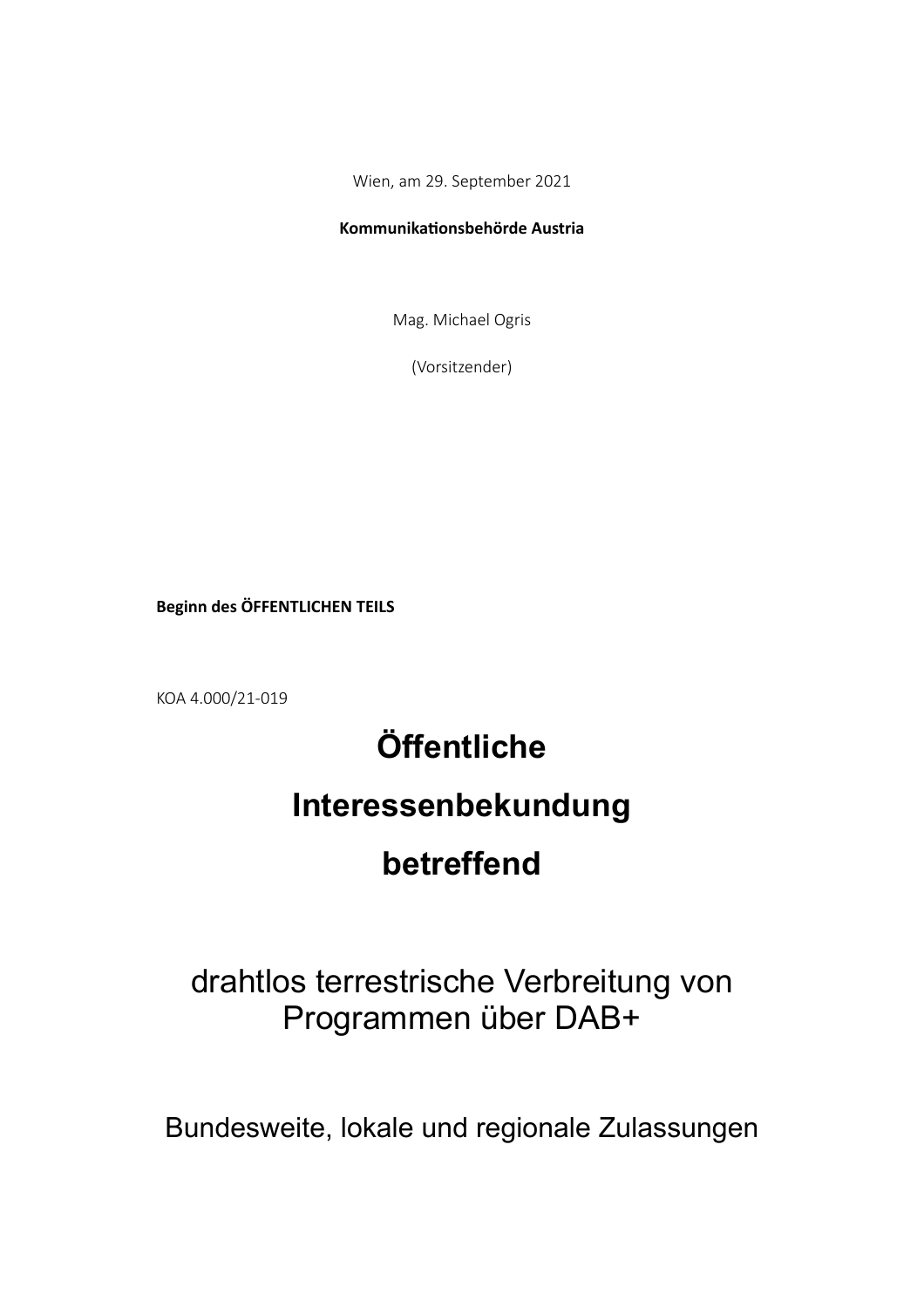Wien, am 29. September 2021

**Kommunikationsbehörde Austria**

Mag. Michael Ogris

(Vorsitzender)

**Beginn des ÖFFENTLICHEN TEILS**

KOA 4.000/21-019

# Öffentliche Interessenbekundung betreffend

## drahtlos terrestrische Verbreitung von Programmen über DAB+

### Bundesweite, lokale und regionale Zulassungen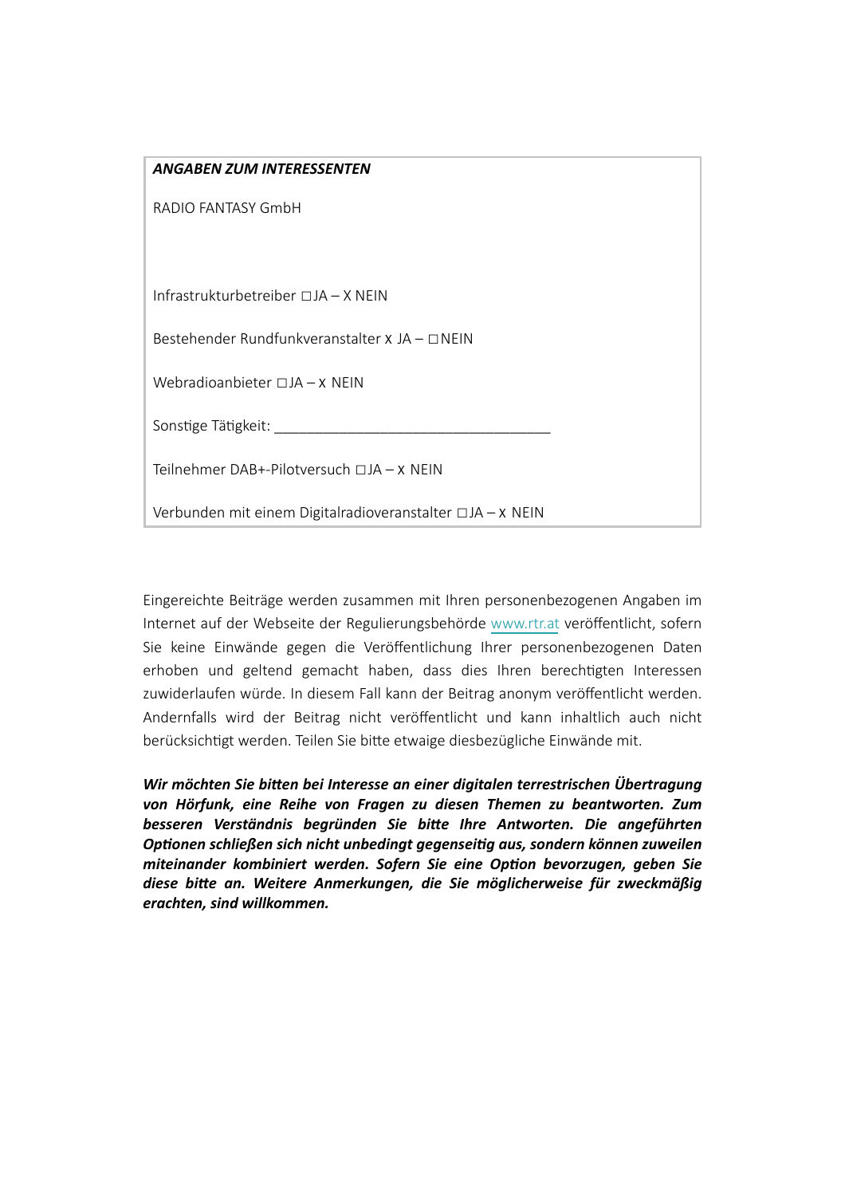***ANGABEN ZUM INTERESSENTEN***

RADIO FANTASY GmbH

Infrastrukturbetreiber ☐JA – X NEIN

Bestehender Rundfunkveranstalter x JA – ☐NEIN

Webradioanbieter ☐JA – x NEIN

Sonstige Tätigkeit: ___________________________________

Teilnehmer DAB+-Pilotversuch ☐JA – x NEIN

Verbunden mit einem Digitalradioveranstalter ☐JA – x NEIN

Eingereichte Beiträge werden zusammen mit Ihren personenbezogenen Angaben im Internet auf der Webseite der Regulierungsbehörde www.rtr.at veröffentlicht, sofern Sie keine Einwände gegen die Veröffentlichung Ihrer personenbezogenen Daten erhoben und geltend gemacht haben, dass dies Ihren berechtigten Interessen zuwiderlaufen würde. In diesem Fall kann der Beitrag anonym veröffentlicht werden. Andernfalls wird der Beitrag nicht veröffentlicht und kann inhaltlich auch nicht berücksichtigt werden. Teilen Sie bitte etwaige diesbezügliche Einwände mit.

***Wir möchten Sie bitten bei Interesse an einer digitalen terrestrischen Übertragung von Hörfunk, eine Reihe von Fragen zu diesen Themen zu beantworten. Zum besseren Verständnis begründen Sie bitte Ihre Antworten. Die angeführten Optionen schließen sich nicht unbedingt gegenseitig aus, sondern können zuweilen miteinander kombiniert werden. Sofern Sie eine Option bevorzugen, geben Sie diese bitte an. Weitere Anmerkungen, die Sie möglicherweise für zweckmäßig erachten, sind willkommen.***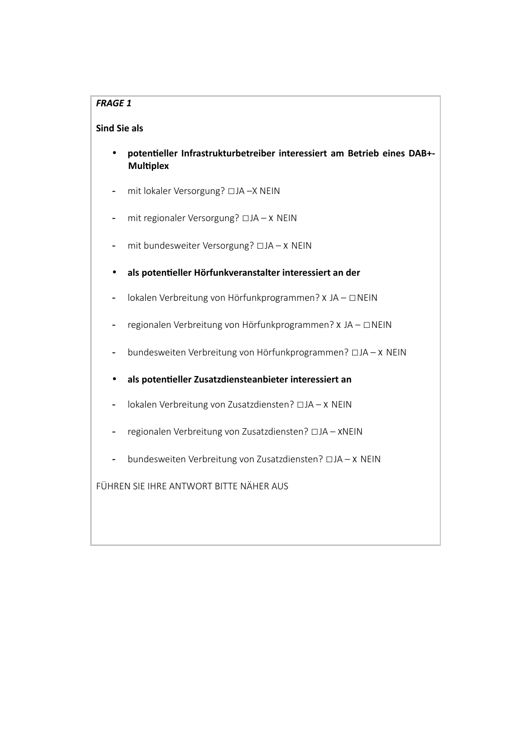***FRAGE 1***

**Sind Sie als**

- **potentieller Infrastrukturbetreiber interessiert am Betrieb eines DAB+-Multiplex**

- mit lokaler Versorgung? □JA –X NEIN

- mit regionaler Versorgung? □JA – x NEIN

- mit bundesweiter Versorgung? □JA – x NEIN

- **als potentieller Hörfunkveranstalter interessiert an der**

- lokalen Verbreitung von Hörfunkprogrammen? x JA – □NEIN

- regionalen Verbreitung von Hörfunkprogrammen? x JA – □NEIN

- bundesweiten Verbreitung von Hörfunkprogrammen? □JA – x NEIN

- **als potentieller Zusatzdiensteanbieter interessiert an**

- lokalen Verbreitung von Zusatzdiensten? □JA – x NEIN

- regionalen Verbreitung von Zusatzdiensten? □JA – xNEIN

- bundesweiten Verbreitung von Zusatzdiensten? □JA – x NEIN

FÜHREN SIE IHRE ANTWORT BITTE NÄHER AUS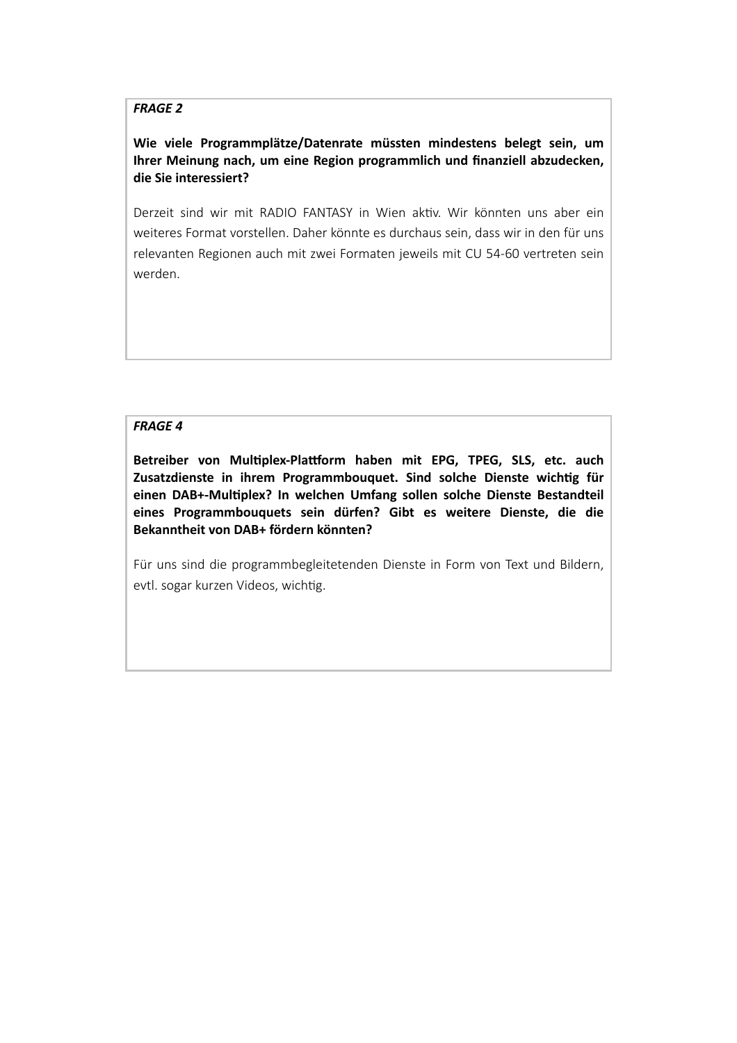***FRAGE 2***

**Wie viele Programmplätze/Datenrate müssten mindestens belegt sein, um Ihrer Meinung nach, um eine Region programmlich und finanziell abzudecken, die Sie interessiert?**

Derzeit sind wir mit RADIO FANTASY in Wien aktiv. Wir könnten uns aber ein weiteres Format vorstellen. Daher könnte es durchaus sein, dass wir in den für uns relevanten Regionen auch mit zwei Formaten jeweils mit CU 54-60 vertreten sein werden.

***FRAGE 4***

**Betreiber von Multiplex-Plattform haben mit EPG, TPEG, SLS, etc. auch Zusatzdienste in ihrem Programmbouquet. Sind solche Dienste wichtig für einen DAB+-Multiplex? In welchen Umfang sollen solche Dienste Bestandteil eines Programmbouquets sein dürfen? Gibt es weitere Dienste, die die Bekanntheit von DAB+ fördern könnten?**

Für uns sind die programmbegleitetenden Dienste in Form von Text und Bildern, evtl. sogar kurzen Videos, wichtig.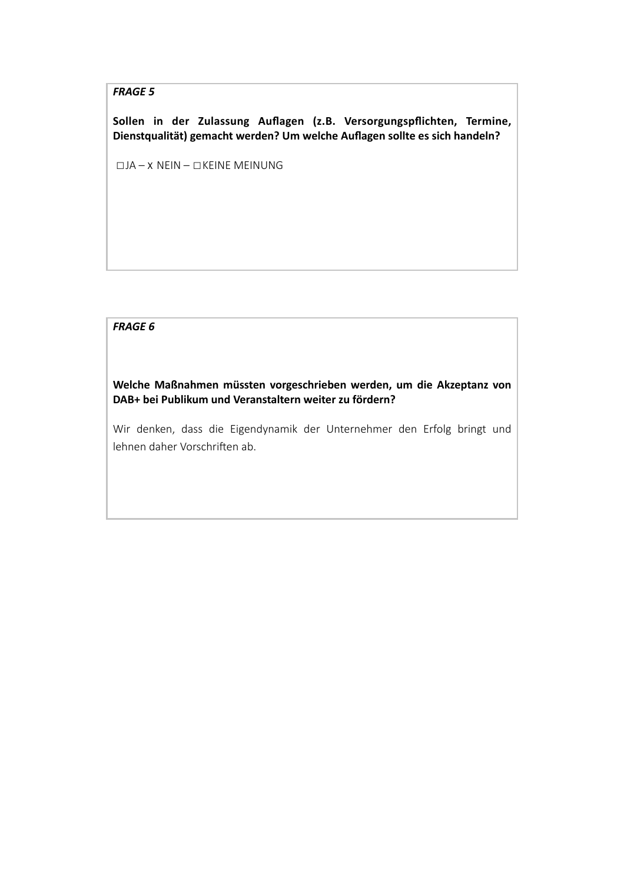*FRAGE 5*

**Sollen in der Zulassung Auflagen (z.B. Versorgungspflichten, Termine, Dienstqualität) gemacht werden? Um welche Auflagen sollte es sich handeln?**

□JA – x NEIN – □KEINE MEINUNG

*FRAGE 6*

**Welche Maßnahmen müssten vorgeschrieben werden, um die Akzeptanz von DAB+ bei Publikum und Veranstaltern weiter zu fördern?**

Wir denken, dass die Eigendynamik der Unternehmer den Erfolg bringt und lehnen daher Vorschriften ab.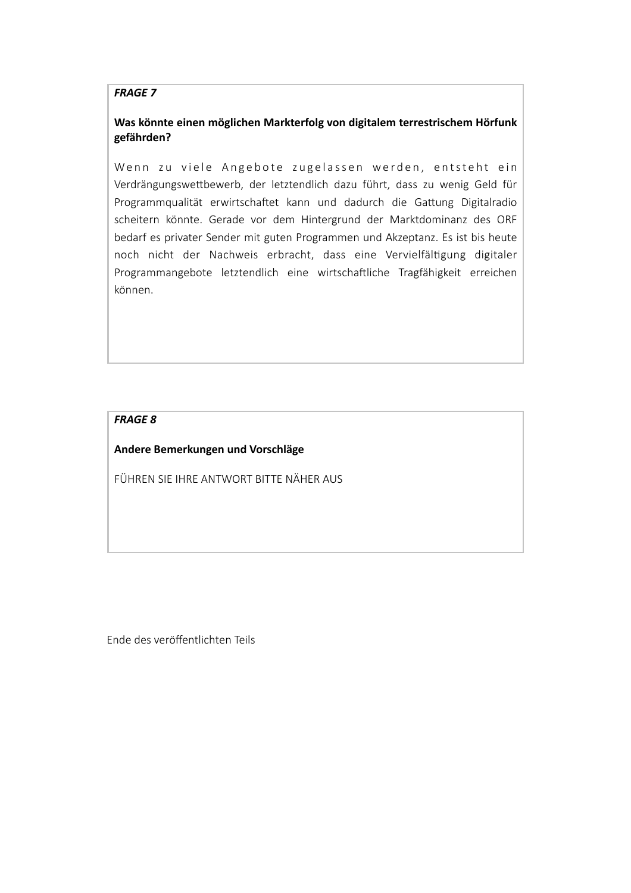***FRAGE 7***

**Was könnte einen möglichen Markterfolg von digitalem terrestrischem Hörfunk gefährden?**

Wenn zu viele Angebote zugelassen werden, entsteht ein Verdrängungswettbewerb, der letztendlich dazu führt, dass zu wenig Geld für Programmqualität erwirtschaftet kann und dadurch die Gattung Digitalradio scheitern könnte. Gerade vor dem Hintergrund der Marktdominanz des ORF bedarf es privater Sender mit guten Programmen und Akzeptanz. Es ist bis heute noch nicht der Nachweis erbracht, dass eine Vervielfältigung digitaler Programmangebote letztendlich eine wirtschaftliche Tragfähigkeit erreichen können.

***FRAGE 8***

**Andere Bemerkungen und Vorschläge**

FÜHREN SIE IHRE ANTWORT BITTE NÄHER AUS

Ende des veröffentlichten Teils